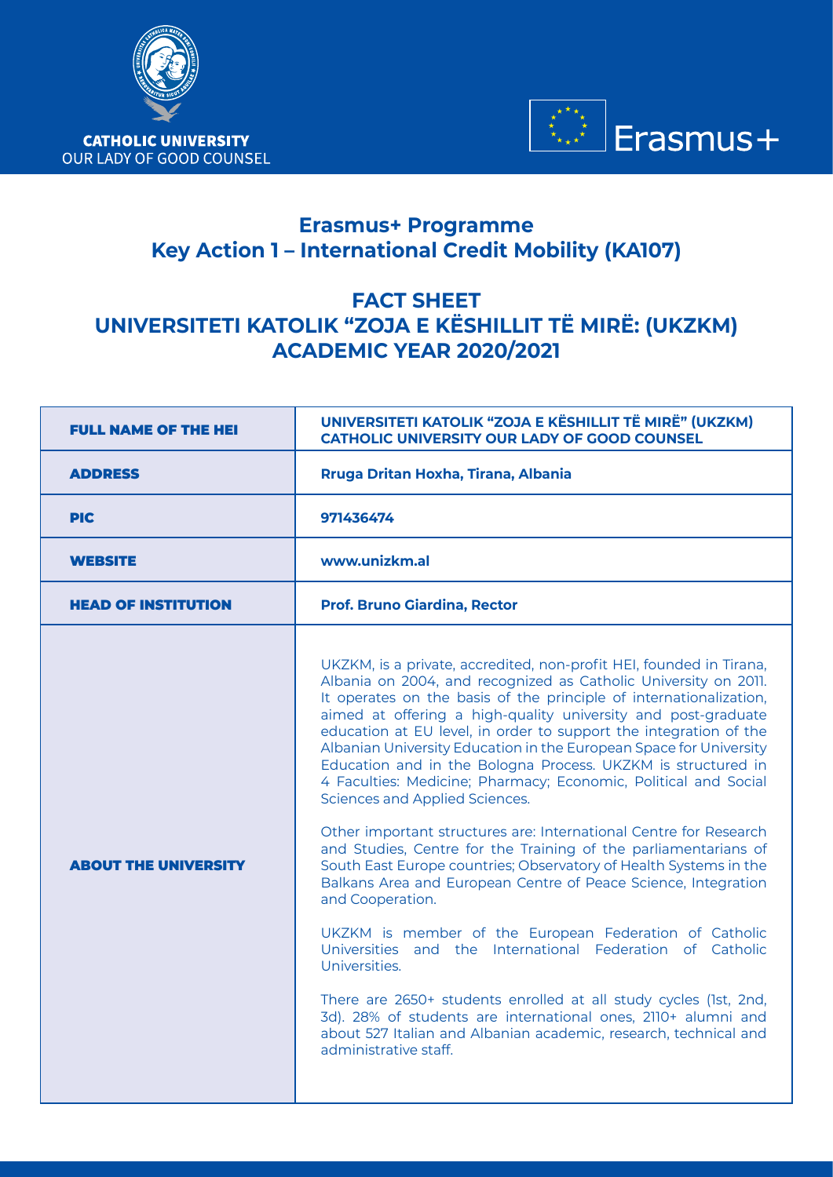CATHOLIC UNIVERSITY
OUR LADY OF GOOD COUNSEL

Erasmus+

# Erasmus+ Programme
# Key Action 1 – International Credit Mobility (KA107)

## FACT SHEET
## UNIVERSITETI KATOLIK "ZOJA E KËSHILLIT TË MIRË: (UKZKM)
## ACADEMIC YEAR 2020/2021

| | |
|---|---|
| **FULL NAME OF THE HEI** | **UNIVERSITETI KATOLIK "ZOJA E KËSHILLIT TË MIRË" (UKZKM) CATHOLIC UNIVERSITY OUR LADY OF GOOD COUNSEL** |
| **ADDRESS** | **Rruga Dritan Hoxha, Tirana, Albania** |
| **PIC** | **971436474** |
| **WEBSITE** | **www.unizkm.al** |
| **HEAD OF INSTITUTION** | **Prof. Bruno Giardina, Rector** |
| **ABOUT THE UNIVERSITY** | UKZKM, is a private, accredited, non-profit HEI, founded in Tirana, Albania on 2004, and recognized as Catholic University on 2011. It operates on the basis of the principle of internationalization, aimed at offering a high-quality university and post-graduate education at EU level, in order to support the integration of the Albanian University Education in the European Space for University Education and in the Bologna Process. UKZKM is structured in 4 Faculties: Medicine; Pharmacy; Economic, Political and Social Sciences and Applied Sciences.<br><br>Other important structures are: International Centre for Research and Studies, Centre for the Training of the parliamentarians of South East Europe countries; Observatory of Health Systems in the Balkans Area and European Centre of Peace Science, Integration and Cooperation.<br><br>UKZKM is member of the European Federation of Catholic Universities and the International Federation of Catholic Universities.<br><br>There are 2650+ students enrolled at all study cycles (1st, 2nd, 3d). 28% of students are international ones, 2110+ alumni and about 527 Italian and Albanian academic, research, technical and administrative staff. |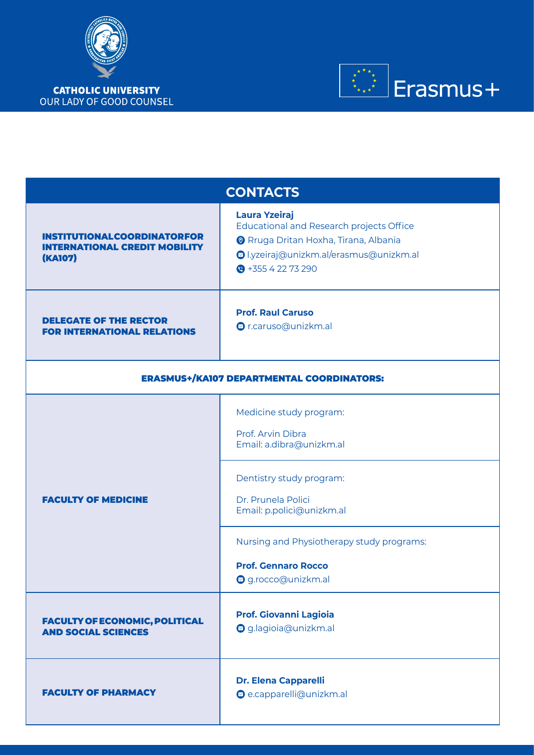CATHOLIC UNIVERSITY
OUR LADY OF GOOD COUNSEL

Erasmus+

| CONTACTS | |
|---|---|
| **INSTITUTIONALCOORDINATORFOR INTERNATIONAL CREDIT MOBILITY (KA107)** | **Laura Yzeiraj**<br>Educational and Research projects Office<br>Rruga Dritan Hoxha, Tirana, Albania<br>l.yzeiraj@unizkm.al/erasmus@unizkm.al<br>+355 4 22 73 290 |
| **DELEGATE OF THE RECTOR FOR INTERNATIONAL RELATIONS** | **Prof. Raul Caruso**<br>r.caruso@unizkm.al |
| **ERASMUS+/KA107 DEPARTMENTAL COORDINATORS:** | |
| **FACULTY OF MEDICINE** | Medicine study program:<br>Prof. Arvin Dibra<br>Email: a.dibra@unizkm.al |
| | Dentistry study program:<br>Dr. Prunela Polici<br>Email: p.polici@unizkm.al |
| | Nursing and Physiotherapy study programs:<br>**Prof. Gennaro Rocco**<br>g.rocco@unizkm.al |
| **FACULTY OF ECONOMIC, POLITICAL AND SOCIAL SCIENCES** | **Prof. Giovanni Lagioia**<br>g.lagioia@unizkm.al |
| **FACULTY OF PHARMACY** | **Dr. Elena Capparelli**<br>e.capparelli@unizkm.al |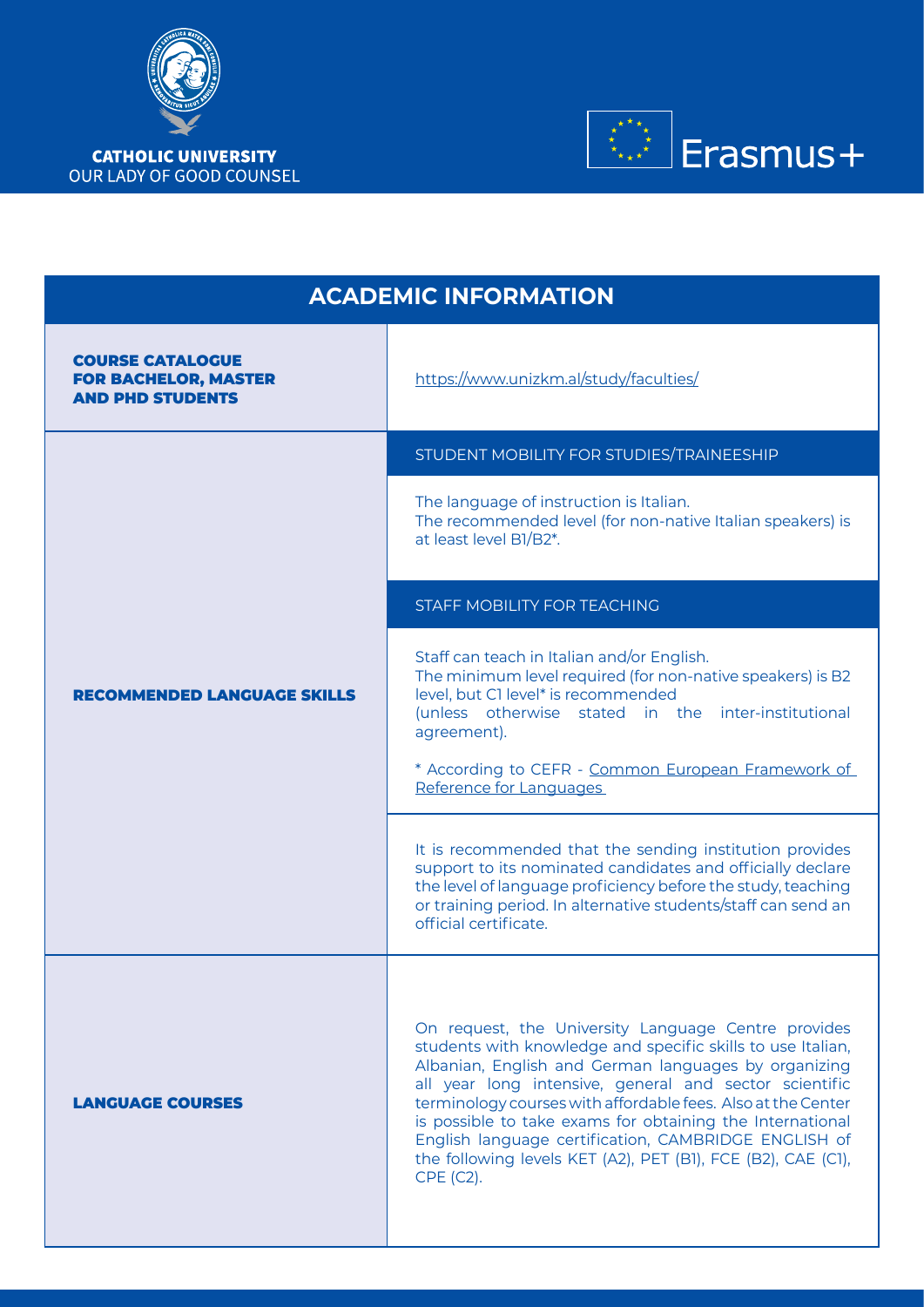CATHOLIC UNIVERSITY
OUR LADY OF GOOD COUNSEL

Erasmus+

## ACADEMIC INFORMATION

| | |
|---|---|
| **COURSE CATALOGUE FOR BACHELOR, MASTER AND PHD STUDENTS** | https://www.unizkm.al/study/faculties/ |
| **RECOMMENDED LANGUAGE SKILLS** | **STUDENT MOBILITY FOR STUDIES/TRAINEESHIP**<br><br>The language of instruction is Italian.<br>The recommended level (for non-native Italian speakers) is at least level B1/B2*.<br><br>**STAFF MOBILITY FOR TEACHING**<br><br>Staff can teach in Italian and/or English.<br>The minimum level required (for non-native speakers) is B2 level, but C1 level* is recommended (unless otherwise stated in the inter-institutional agreement).<br><br>* According to CEFR - Common European Framework of Reference for Languages<br><br>It is recommended that the sending institution provides support to its nominated candidates and officially declare the level of language proficiency before the study, teaching or training period. In alternative students/staff can send an official certificate. |
| **LANGUAGE COURSES** | On request, the University Language Centre provides students with knowledge and specific skills to use Italian, Albanian, English and German languages by organizing all year long intensive, general and sector scientific terminology courses with affordable fees. Also at the Center is possible to take exams for obtaining the International English language certification, CAMBRIDGE ENGLISH of the following levels KET (A2), PET (B1), FCE (B2), CAE (C1), CPE (C2). |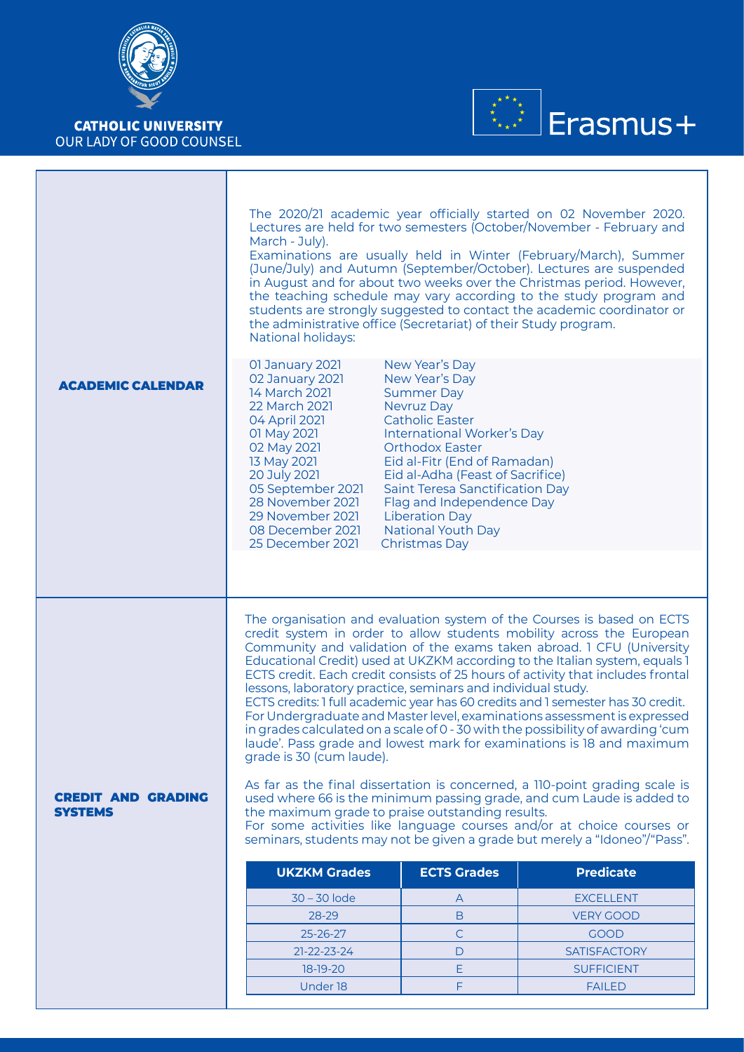## ACADEMIC CALENDAR

The 2020/21 academic year officially started on 02 November 2020. Lectures are held for two semesters (October/November - February and March - July).
Examinations are usually held in Winter (February/March), Summer (June/July) and Autumn (September/October). Lectures are suspended in August and for about two weeks over the Christmas period. However, the teaching schedule may vary according to the study program and students are strongly suggested to contact the academic coordinator or the administrative office (Secretariat) of their Study program.
National holidays:

| | |
|---|---|
| 01 January 2021 | New Year's Day |
| 02 January 2021 | New Year's Day |
| 14 March 2021 | Summer Day |
| 22 March 2021 | Nevruz Day |
| 04 April 2021 | Catholic Easter |
| 01 May 2021 | International Worker's Day |
| 02 May 2021 | Orthodox Easter |
| 13 May 2021 | Eid al-Fitr (End of Ramadan) |
| 20 July 2021 | Eid al-Adha (Feast of Sacrifice) |
| 05 September 2021 | Saint Teresa Sanctification Day |
| 28 November 2021 | Flag and Independence Day |
| 29 November 2021 | Liberation Day |
| 08 December 2021 | National Youth Day |
| 25 December 2021 | Christmas Day |

## CREDIT AND GRADING SYSTEMS

The organisation and evaluation system of the Courses is based on ECTS credit system in order to allow students mobility across the European Community and validation of the exams taken abroad. 1 CFU (University Educational Credit) used at UKZKM according to the Italian system, equals 1 ECTS credit. Each credit consists of 25 hours of activity that includes frontal lessons, laboratory practice, seminars and individual study.
ECTS credits: 1 full academic year has 60 credits and 1 semester has 30 credit.
For Undergraduate and Master level, examinations assessment is expressed in grades calculated on a scale of 0 - 30 with the possibility of awarding 'cum laude'. Pass grade and lowest mark for examinations is 18 and maximum grade is 30 (cum laude).

As far as the final dissertation is concerned, a 110-point grading scale is used where 66 is the minimum passing grade, and cum Laude is added to the maximum grade to praise outstanding results.
For some activities like language courses and/or at choice courses or seminars, students may not be given a grade but merely a "Idoneo"/"Pass".

| UKZKM Grades | ECTS Grades | Predicate |
|---|---|---|
| 30 – 30 lode | A | EXCELLENT |
| 28-29 | B | VERY GOOD |
| 25-26-27 | C | GOOD |
| 21-22-23-24 | D | SATISFACTORY |
| 18-19-20 | E | SUFFICIENT |
| Under 18 | F | FAILED |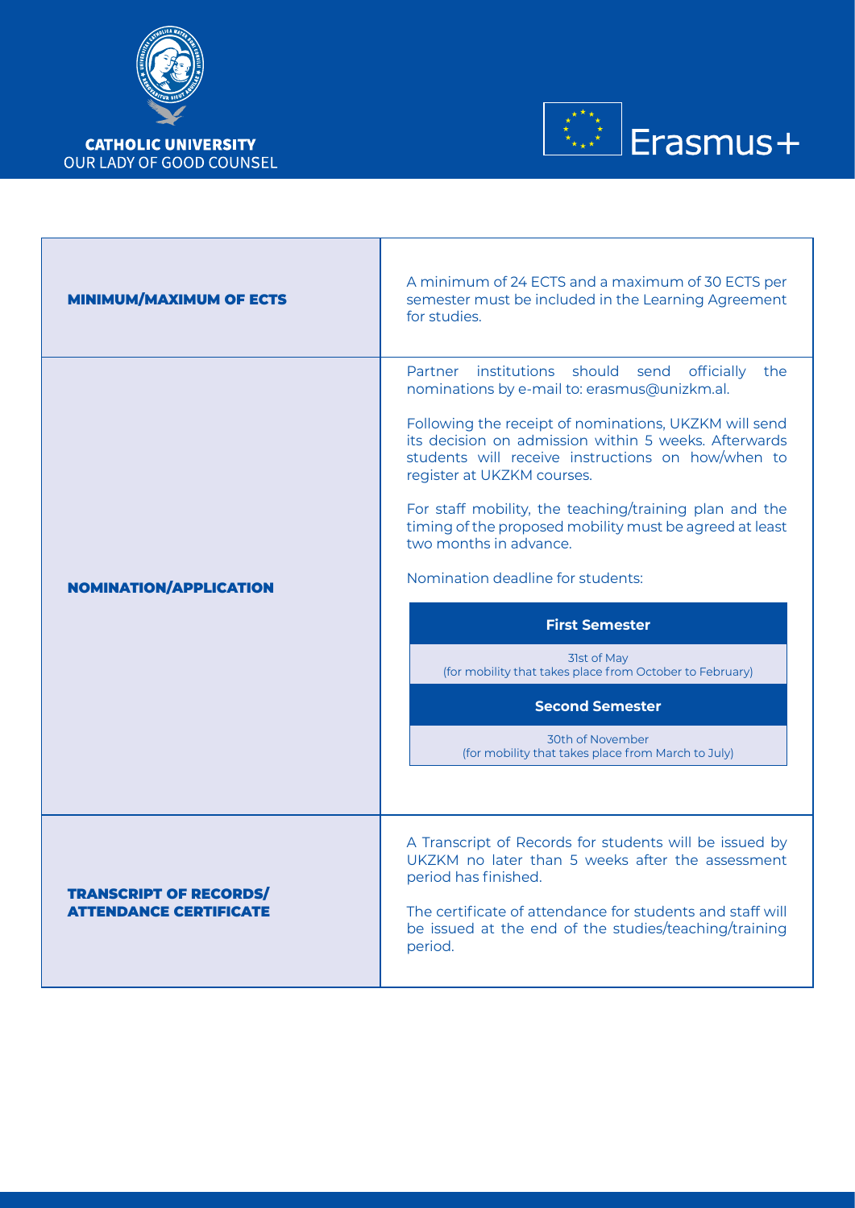CATHOLIC UNIVERSITY
OUR LADY OF GOOD COUNSEL

Erasmus+

| | |
|---|---|
| **MINIMUM/MAXIMUM OF ECTS** | A minimum of 24 ECTS and a maximum of 30 ECTS per semester must be included in the Learning Agreement for studies. |
| **NOMINATION/APPLICATION** | Partner institutions should send officially the nominations by e-mail to: erasmus@unizkm.al.<br><br>Following the receipt of nominations, UKZKM will send its decision on admission within 5 weeks. Afterwards students will receive instructions on how/when to register at UKZKM courses.<br><br>For staff mobility, the teaching/training plan and the timing of the proposed mobility must be agreed at least two months in advance.<br><br>Nomination deadline for students:<br><br>**First Semester**<br>31st of May<br>(for mobility that takes place from October to February)<br><br>**Second Semester**<br>30th of November<br>(for mobility that takes place from March to July) |
| **TRANSCRIPT OF RECORDS/ ATTENDANCE CERTIFICATE** | A Transcript of Records for students will be issued by UKZKM no later than 5 weeks after the assessment period has finished.<br><br>The certificate of attendance for students and staff will be issued at the end of the studies/teaching/training period. |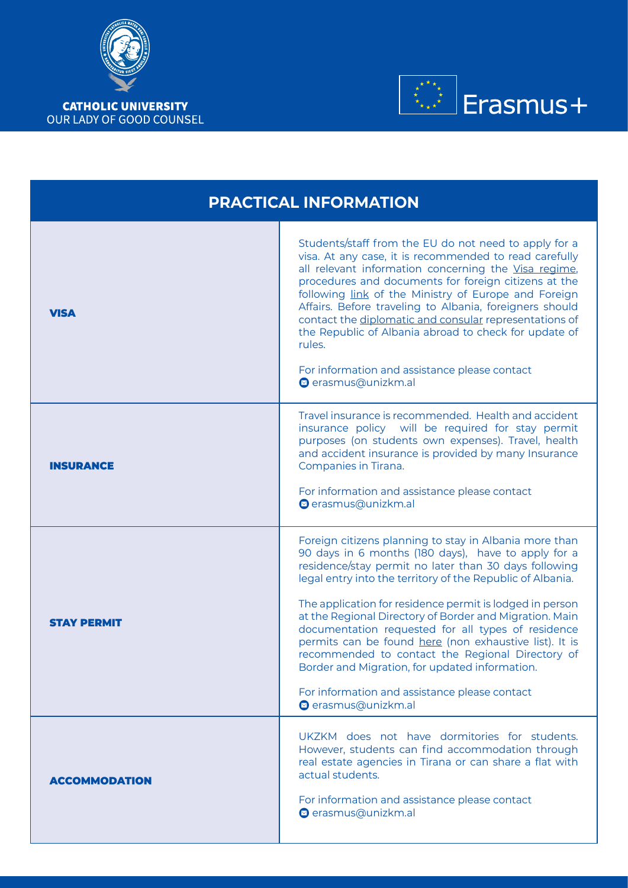CATHOLIC UNIVERSITY
OUR LADY OF GOOD COUNSEL

Erasmus+

## PRACTICAL INFORMATION

| | |
|---|---|
| **VISA** | Students/staff from the EU do not need to apply for a visa. At any case, it is recommended to read carefully all relevant information concerning the Visa regime, procedures and documents for foreign citizens at the following link of the Ministry of Europe and Foreign Affairs. Before traveling to Albania, foreigners should contact the diplomatic and consular representations of the Republic of Albania abroad to check for update of rules.<br><br>For information and assistance please contact erasmus@unizkm.al |
| **INSURANCE** | Travel insurance is recommended. Health and accident insurance policy will be required for stay permit purposes (on students own expenses). Travel, health and accident insurance is provided by many Insurance Companies in Tirana.<br><br>For information and assistance please contact erasmus@unizkm.al |
| **STAY PERMIT** | Foreign citizens planning to stay in Albania more than 90 days in 6 months (180 days), have to apply for a residence/stay permit no later than 30 days following legal entry into the territory of the Republic of Albania.<br><br>The application for residence permit is lodged in person at the Regional Directory of Border and Migration. Main documentation requested for all types of residence permits can be found here (non exhaustive list). It is recommended to contact the Regional Directory of Border and Migration, for updated information.<br><br>For information and assistance please contact erasmus@unizkm.al |
| **ACCOMMODATION** | UKZKM does not have dormitories for students. However, students can find accommodation through real estate agencies in Tirana or can share a flat with actual students.<br><br>For information and assistance please contact erasmus@unizkm.al |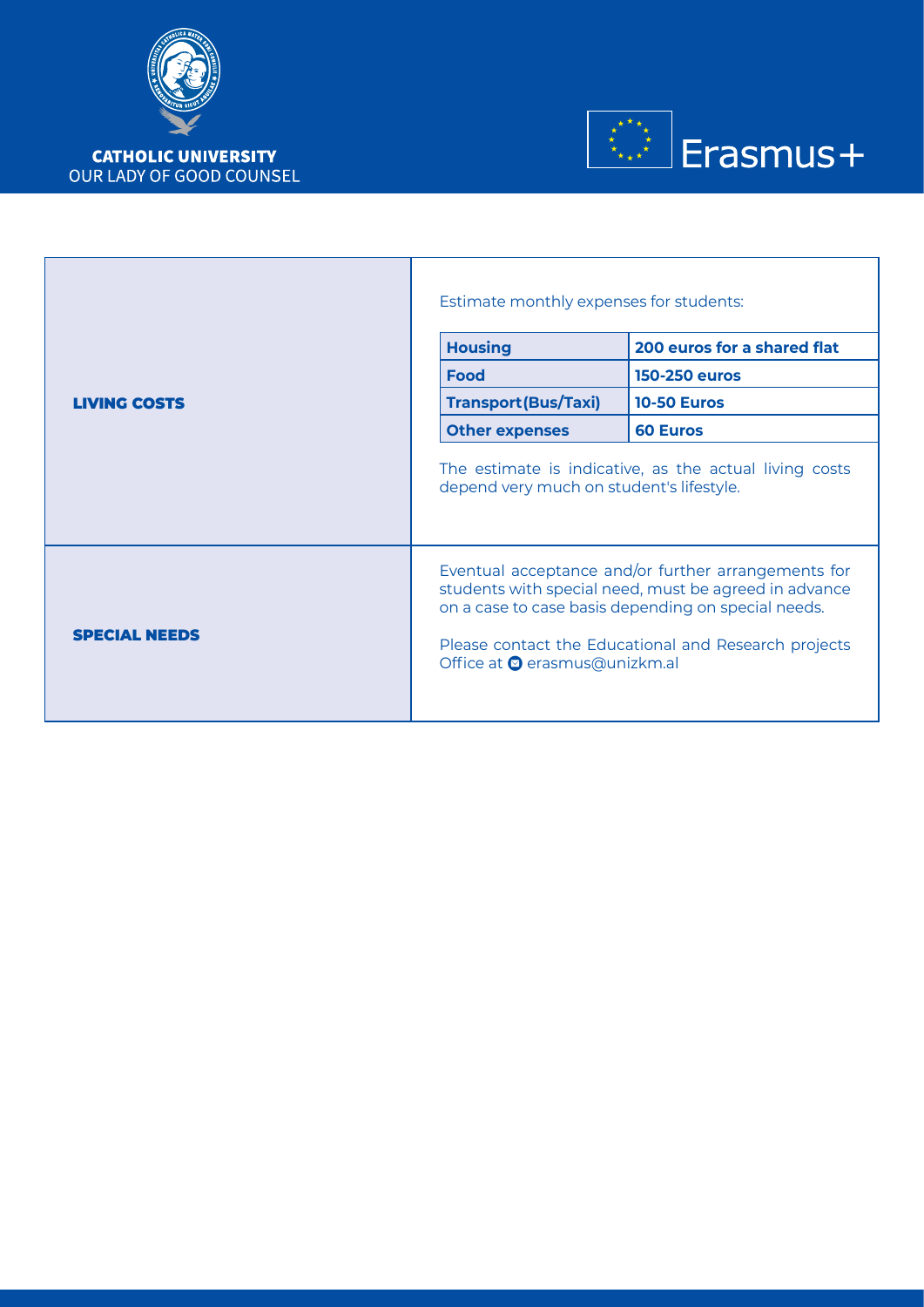CATHOLIC UNIVERSITY
OUR LADY OF GOOD COUNSEL

Erasmus+

| | |
|---|---|
| **LIVING COSTS** | Estimate monthly expenses for students: |

| | |
|---|---|
| **Housing** | **200 euros for a shared flat** |
| **Food** | **150-250 euros** |
| **Transport (Bus/Taxi)** | **10-50 Euros** |
| **Other expenses** | **60 Euros** |

The estimate is indicative, as the actual living costs depend very much on student's lifestyle.

**SPECIAL NEEDS**

Eventual acceptance and/or further arrangements for students with special need, must be agreed in advance on a case to case basis depending on special needs.

Please contact the Educational and Research projects Office at erasmus@unizkm.al